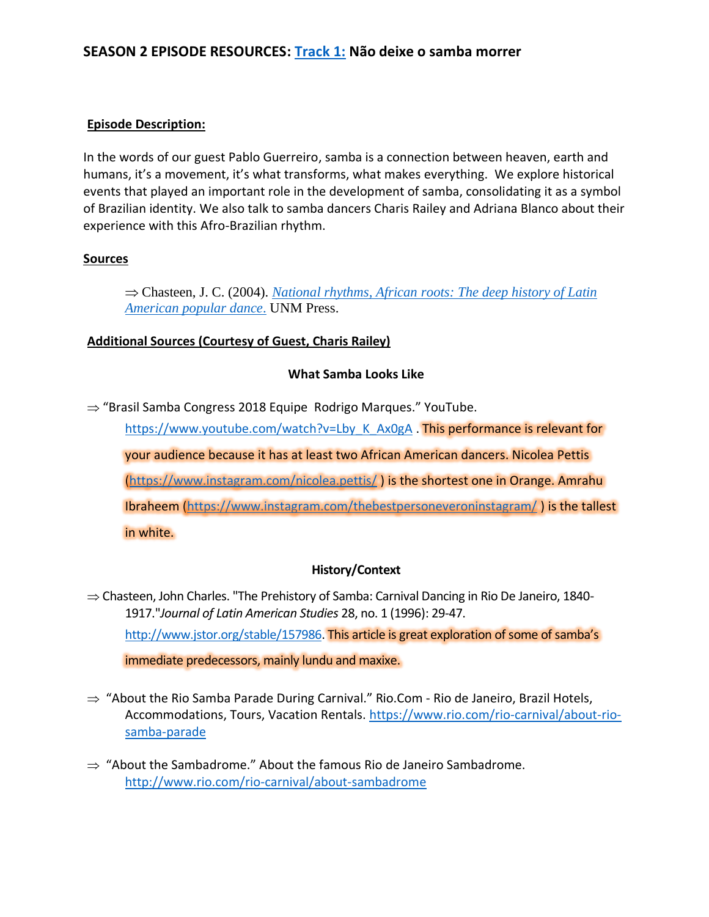## SEASON 2 EPISODE RESOURCES: [Track 1:](#) Não deixe o samba morrer

**Episode Description:**

In the words of our guest Pablo Guerreiro, samba is a connection between heaven, earth and humans, it's a movement, it's what transforms, what makes everything. We explore historical events that played an important role in the development of samba, consolidating it as a symbol of Brazilian identity. We also talk to samba dancers Charis Railey and Adriana Blanco about their experience with this Afro-Brazilian rhythm.

**Sources**

⇒ Chasteen, J. C. (2004). *National rhythms, African roots: The deep history of Latin American popular dance.* UNM Press.

**Additional Sources (Courtesy of Guest, Charis Railey)**

**What Samba Looks Like**

⇒ "Brasil Samba Congress 2018 Equipe Rodrigo Marques." YouTube. https://www.youtube.com/watch?v=Lby_K_Ax0gA . This performance is relevant for your audience because it has at least two African American dancers. Nicolea Pettis (https://www.instagram.com/nicolea.pettis/ ) is the shortest one in Orange. Amrahu Ibraheem (https://www.instagram.com/thebestpersoneveroninstagram/ ) is the tallest in white.

**History/Context**

⇒ Chasteen, John Charles. "The Prehistory of Samba: Carnival Dancing in Rio De Janeiro, 1840-1917."*Journal of Latin American Studies* 28, no. 1 (1996): 29-47. http://www.jstor.org/stable/157986. This article is great exploration of some of samba's immediate predecessors, mainly lundu and maxixe.

⇒ "About the Rio Samba Parade During Carnival." Rio.Com - Rio de Janeiro, Brazil Hotels, Accommodations, Tours, Vacation Rentals. https://www.rio.com/rio-carnival/about-rio-samba-parade

⇒ "About the Sambadrome." About the famous Rio de Janeiro Sambadrome. http://www.rio.com/rio-carnival/about-sambadrome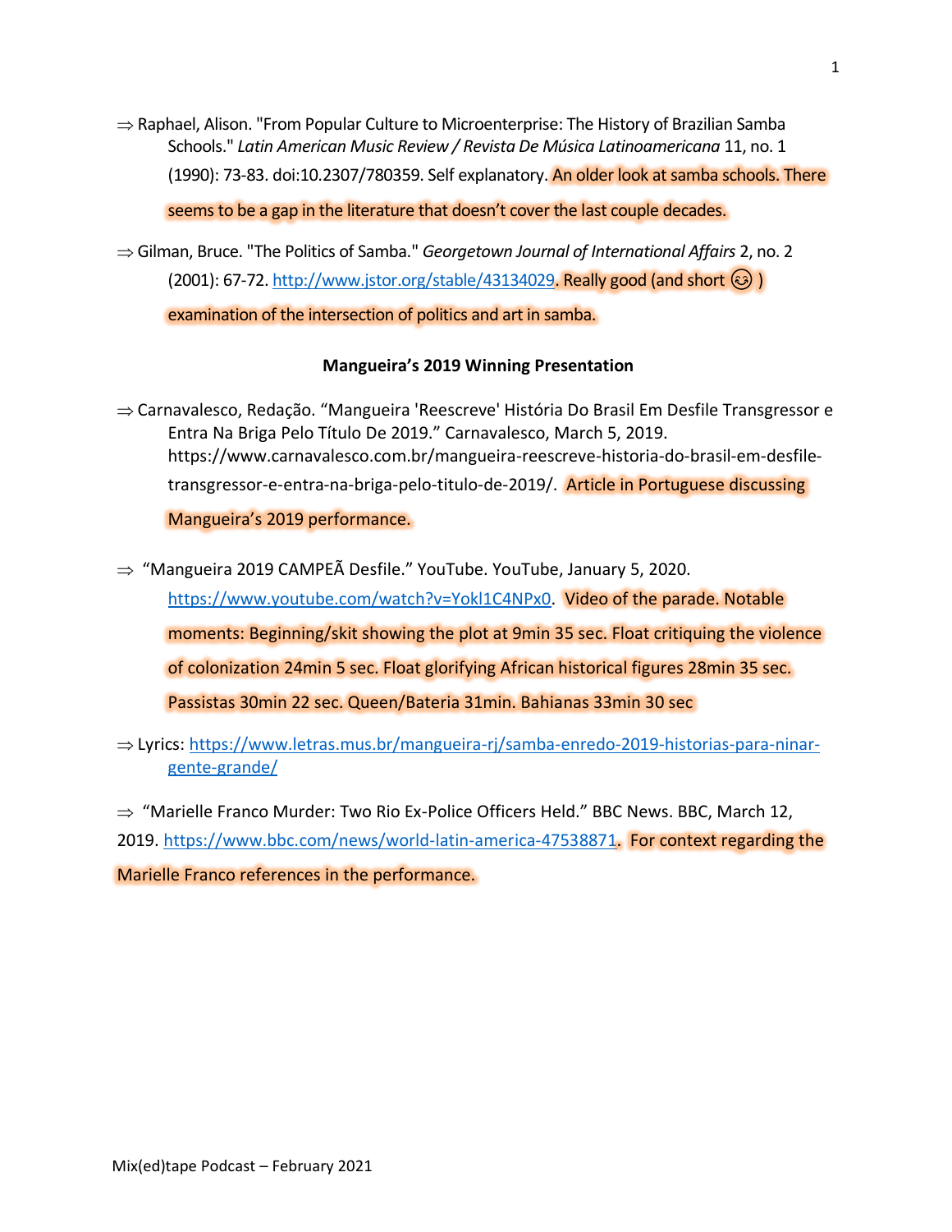⇒ Raphael, Alison. "From Popular Culture to Microenterprise: The History of Brazilian Samba Schools." *Latin American Music Review / Revista De Música Latinoamericana* 11, no. 1 (1990): 73-83. doi:10.2307/780359. Self explanatory. An older look at samba schools. There seems to be a gap in the literature that doesn't cover the last couple decades.

⇒ Gilman, Bruce. "The Politics of Samba." *Georgetown Journal of International Affairs* 2, no. 2 (2001): 67-72. http://www.jstor.org/stable/43134029. Really good (and short 😉 ) examination of the intersection of politics and art in samba.

**Mangueira's 2019 Winning Presentation**

⇒ Carnavalesco, Redação. "Mangueira 'Reescreve' História Do Brasil Em Desfile Transgressor e Entra Na Briga Pelo Título De 2019." Carnavalesco, March 5, 2019. https://www.carnavalesco.com.br/mangueira-reescreve-historia-do-brasil-em-desfile-transgressor-e-entra-na-briga-pelo-titulo-de-2019/. Article in Portuguese discussing Mangueira's 2019 performance.

⇒ "Mangueira 2019 CAMPEÃ Desfile." YouTube. YouTube, January 5, 2020. https://www.youtube.com/watch?v=Yokl1C4NPx0. Video of the parade. Notable moments: Beginning/skit showing the plot at 9min 35 sec. Float critiquing the violence of colonization 24min 5 sec. Float glorifying African historical figures 28min 35 sec. Passistas 30min 22 sec. Queen/Bateria 31min. Bahianas 33min 30 sec

⇒ Lyrics: https://www.letras.mus.br/mangueira-rj/samba-enredo-2019-historias-para-ninar-gente-grande/

⇒ "Marielle Franco Murder: Two Rio Ex-Police Officers Held." BBC News. BBC, March 12, 2019. https://www.bbc.com/news/world-latin-america-47538871. For context regarding the Marielle Franco references in the performance.